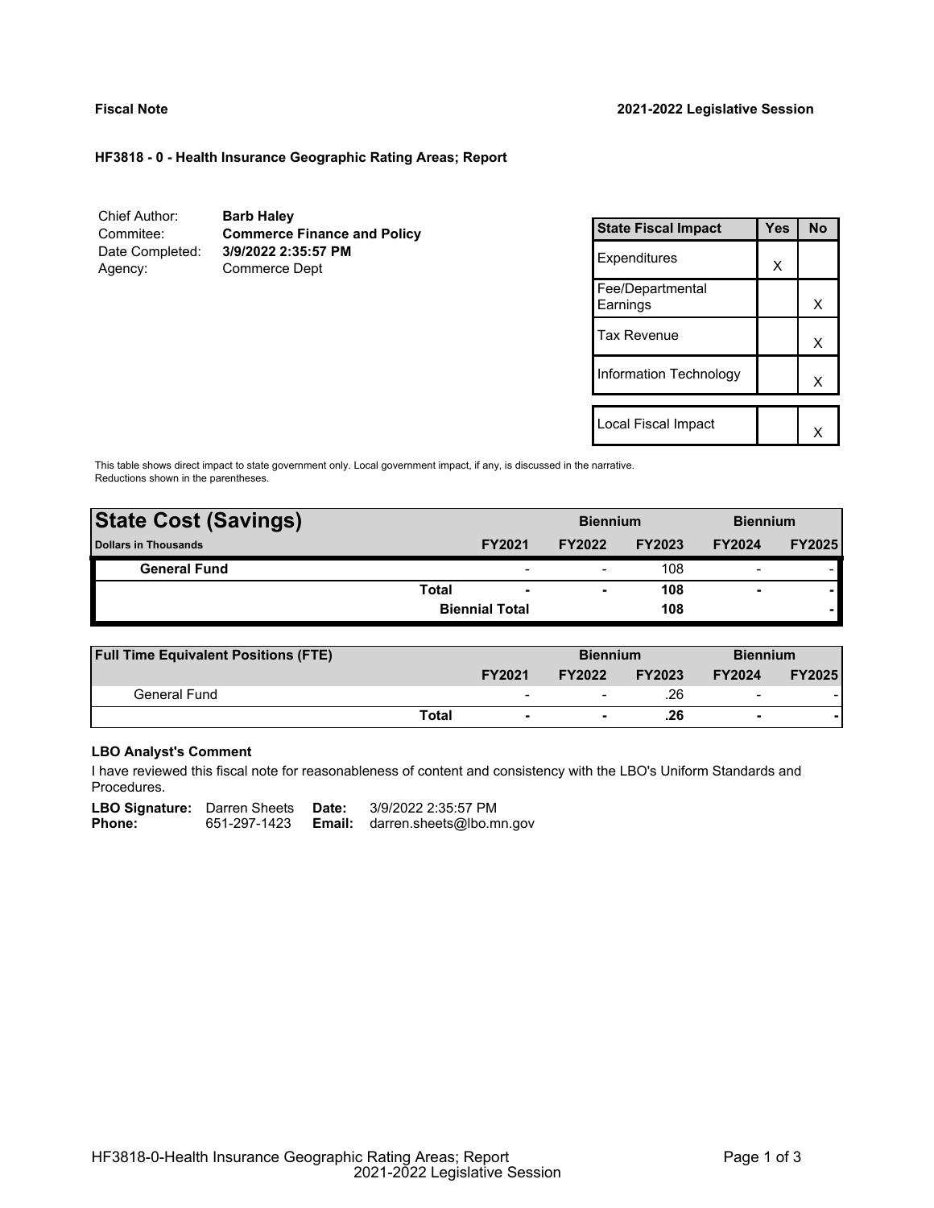**Fiscal Note** **2021-2022 Legislative Session**

## HF3818 - 0 - Health Insurance Geographic Rating Areas; Report

| | |
|---|---|
| Chief Author: | **Barb Haley** |
| Commitee: | **Commerce Finance and Policy** |
| Date Completed: | **3/9/2022 2:35:57 PM** |
| Agency: | Commerce Dept |

| State Fiscal Impact | Yes | No |
|---|---|---|
| Expenditures | X | |
| Fee/Departmental Earnings | | X |
| Tax Revenue | | X |
| Information Technology | | X |
| Local Fiscal Impact | | X |

This table shows direct impact to state government only. Local government impact, if any, is discussed in the narrative. Reductions shown in the parentheses.

| State Cost (Savings) | | Biennium | | Biennium | |
|---|---|---|---|---|---|
| Dollars in Thousands | FY2021 | FY2022 | FY2023 | FY2024 | FY2025 |
| General Fund | - | - | 108 | - | - |
| Total | - | - | 108 | - | - |
| Biennial Total | | | 108 | | - |

| Full Time Equivalent Positions (FTE) | | Biennium | | Biennium | |
|---|---|---|---|---|---|
| | FY2021 | FY2022 | FY2023 | FY2024 | FY2025 |
| General Fund | - | - | .26 | - | - |
| Total | - | - | .26 | - | - |

### LBO Analyst's Comment

I have reviewed this fiscal note for reasonableness of content and consistency with the LBO's Uniform Standards and Procedures.

**LBO Signature:** Darren Sheets **Date:** 3/9/2022 2:35:57 PM
**Phone:** 651-297-1423 **Email:** darren.sheets@lbo.mn.gov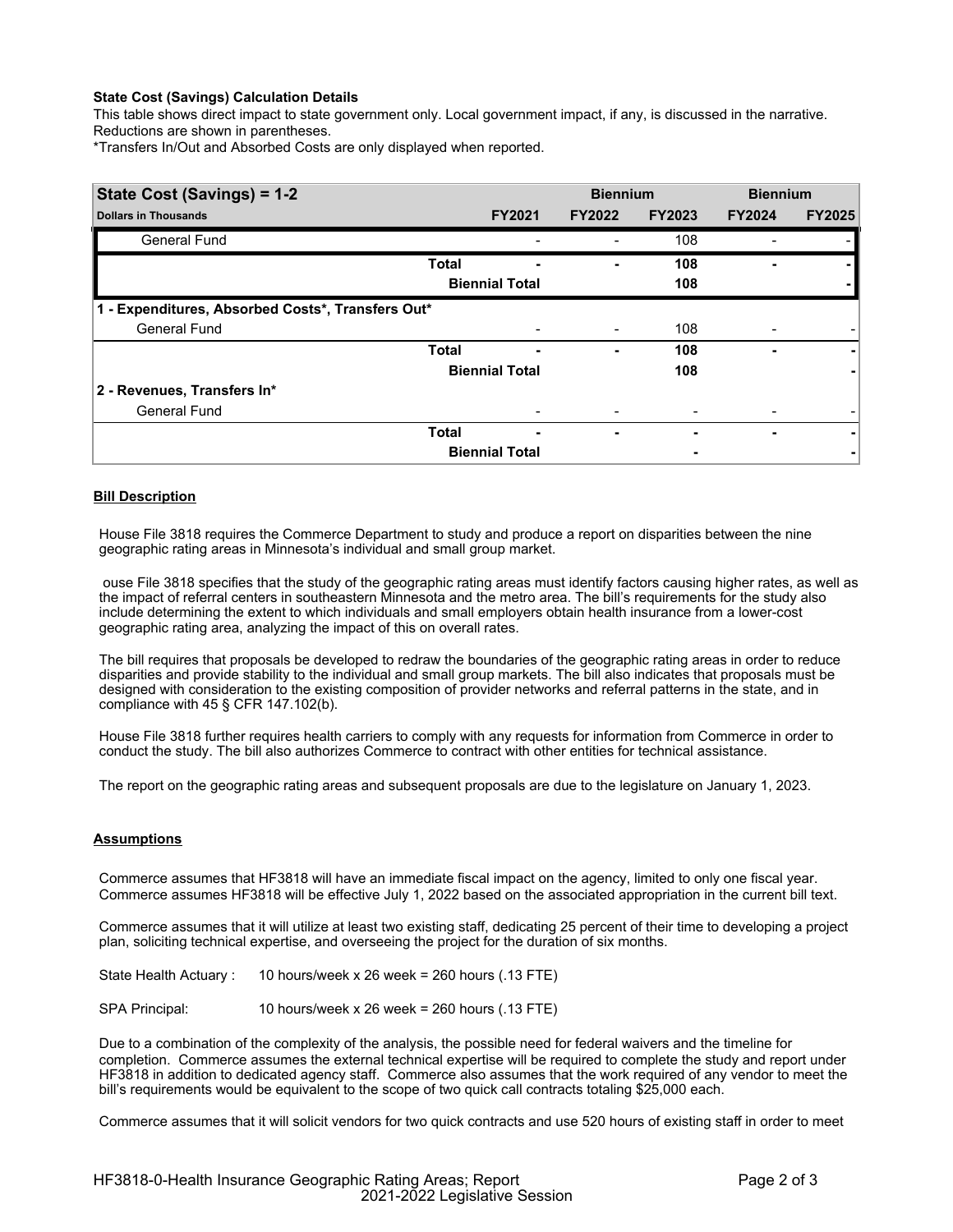**State Cost (Savings) Calculation Details**

This table shows direct impact to state government only. Local government impact, if any, is discussed in the narrative. Reductions are shown in parentheses.

*Transfers In/Out and Absorbed Costs are only displayed when reported.

| State Cost (Savings) = 1-2 | | | Biennium | | Biennium | |
|---|---|---|---|---|---|---|
| Dollars in Thousands | | FY2021 | FY2022 | FY2023 | FY2024 | FY2025 |
| General Fund | | - | - | 108 | - | - |
| | Total | - | - | 108 | - | - |
| | Biennial Total | | | 108 | | - |
| **1 - Expenditures, Absorbed Costs*, Transfers Out*** | | | | | | |
| General Fund | | - | - | 108 | - | - |
| | Total | - | - | 108 | - | - |
| | Biennial Total | | | 108 | | - |
| **2 - Revenues, Transfers In*** | | | | | | |
| General Fund | | - | - | - | - | - |
| | Total | - | - | - | - | - |
| | Biennial Total | | | - | | - |

**Bill Description**

House File 3818 requires the Commerce Department to study and produce a report on disparities between the nine geographic rating areas in Minnesota's individual and small group market.

ouse File 3818 specifies that the study of the geographic rating areas must identify factors causing higher rates, as well as the impact of referral centers in southeastern Minnesota and the metro area. The bill's requirements for the study also include determining the extent to which individuals and small employers obtain health insurance from a lower-cost geographic rating area, analyzing the impact of this on overall rates.

The bill requires that proposals be developed to redraw the boundaries of the geographic rating areas in order to reduce disparities and provide stability to the individual and small group markets. The bill also indicates that proposals must be designed with consideration to the existing composition of provider networks and referral patterns in the state, and in compliance with 45 § CFR 147.102(b).

House File 3818 further requires health carriers to comply with any requests for information from Commerce in order to conduct the study. The bill also authorizes Commerce to contract with other entities for technical assistance.

The report on the geographic rating areas and subsequent proposals are due to the legislature on January 1, 2023.

**Assumptions**

Commerce assumes that HF3818 will have an immediate fiscal impact on the agency, limited to only one fiscal year. Commerce assumes HF3818 will be effective July 1, 2022 based on the associated appropriation in the current bill text.

Commerce assumes that it will utilize at least two existing staff, dedicating 25 percent of their time to developing a project plan, soliciting technical expertise, and overseeing the project for the duration of six months.

State Health Actuary : 10 hours/week x 26 week = 260 hours (.13 FTE)

SPA Principal: 10 hours/week x 26 week = 260 hours (.13 FTE)

Due to a combination of the complexity of the analysis, the possible need for federal waivers and the timeline for completion. Commerce assumes the external technical expertise will be required to complete the study and report under HF3818 in addition to dedicated agency staff. Commerce also assumes that the work required of any vendor to meet the bill's requirements would be equivalent to the scope of two quick call contracts totaling $25,000 each.

Commerce assumes that it will solicit vendors for two quick contracts and use 520 hours of existing staff in order to meet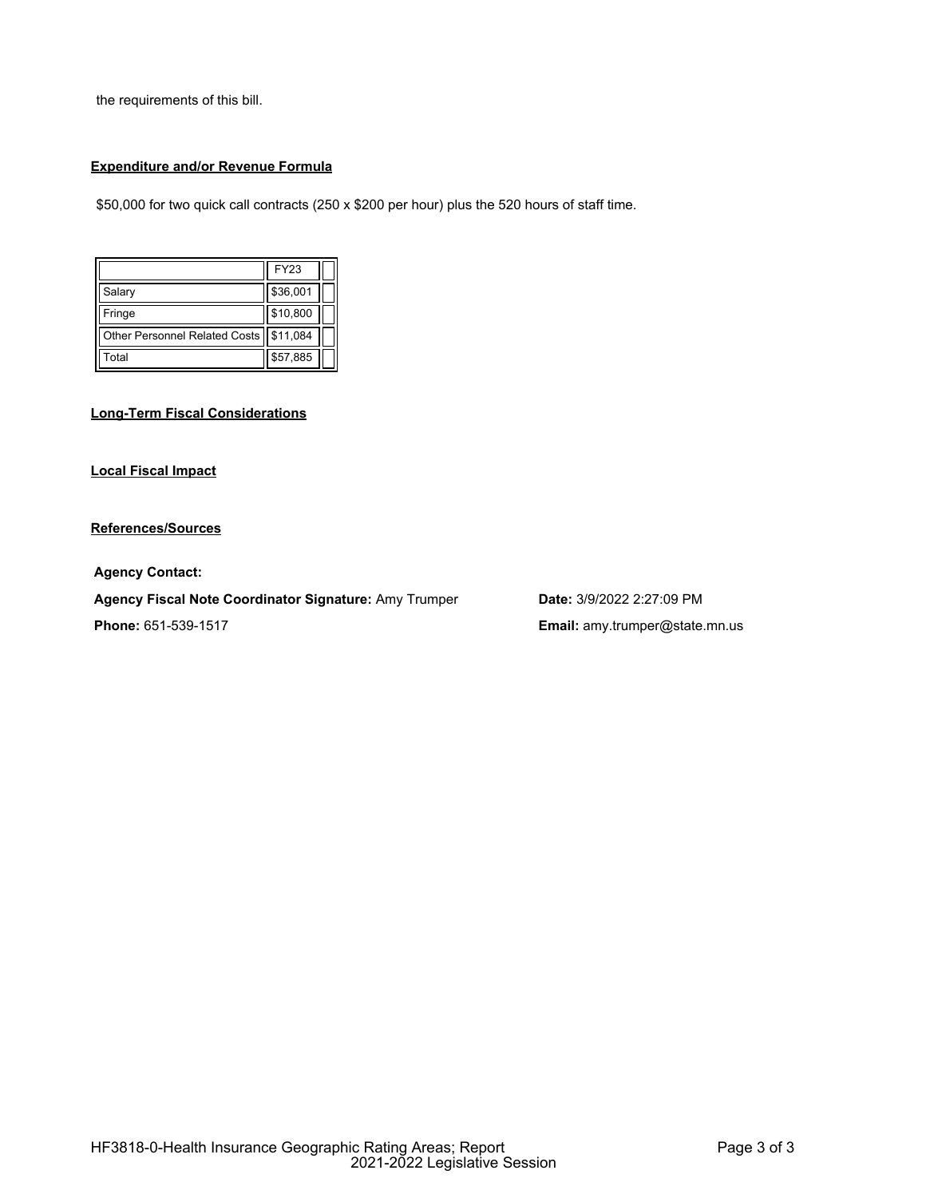the requirements of this bill.

**Expenditure and/or Revenue Formula**

$50,000 for two quick call contracts (250 x $200 per hour) plus the 520 hours of staff time.

| | FY23 | |
|---|---|---|
| Salary | $36,001 | |
| Fringe | $10,800 | |
| Other Personnel Related Costs | $11,084 | |
| Total | $57,885 | |

**Long-Term Fiscal Considerations**

**Local Fiscal Impact**

**References/Sources**

**Agency Contact:**

**Agency Fiscal Note Coordinator Signature:** Amy Trumper

**Date:** 3/9/2022 2:27:09 PM

**Phone:** 651-539-1517

**Email:** amy.trumper@state.mn.us